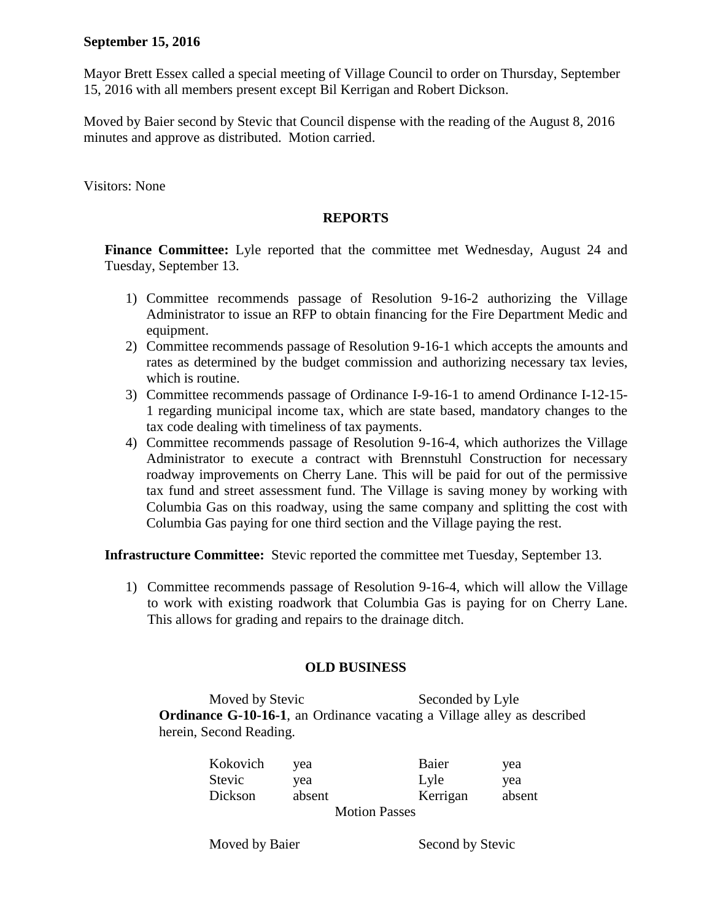**September 15, 2016**

Mayor Brett Essex called a special meeting of Village Council to order on Thursday, September 15, 2016 with all members present except Bil Kerrigan and Robert Dickson.

Moved by Baier second by Stevic that Council dispense with the reading of the August 8, 2016 minutes and approve as distributed. Motion carried.

Visitors: None

## REPORTS

**Finance Committee:** Lyle reported that the committee met Wednesday, August 24 and Tuesday, September 13.

1) Committee recommends passage of Resolution 9-16-2 authorizing the Village Administrator to issue an RFP to obtain financing for the Fire Department Medic and equipment.
2) Committee recommends passage of Resolution 9-16-1 which accepts the amounts and rates as determined by the budget commission and authorizing necessary tax levies, which is routine.
3) Committee recommends passage of Ordinance I-9-16-1 to amend Ordinance I-12-15-1 regarding municipal income tax, which are state based, mandatory changes to the tax code dealing with timeliness of tax payments.
4) Committee recommends passage of Resolution 9-16-4, which authorizes the Village Administrator to execute a contract with Brennstuhl Construction for necessary roadway improvements on Cherry Lane. This will be paid for out of the permissive tax fund and street assessment fund. The Village is saving money by working with Columbia Gas on this roadway, using the same company and splitting the cost with Columbia Gas paying for one third section and the Village paying the rest.

**Infrastructure Committee:** Stevic reported the committee met Tuesday, September 13.

1) Committee recommends passage of Resolution 9-16-4, which will allow the Village to work with existing roadwork that Columbia Gas is paying for on Cherry Lane. This allows for grading and repairs to the drainage ditch.

## OLD BUSINESS

Moved by Stevic Seconded by Lyle

**Ordinance G-10-16-1**, an Ordinance vacating a Village alley as described herein, Second Reading.

| | | | |
|---|---|---|---|
| Kokovich | yea | Baier | yea |
| Stevic | yea | Lyle | yea |
| Dickson | absent | Kerrigan | absent |

Motion Passes

Moved by Baier Second by Stevic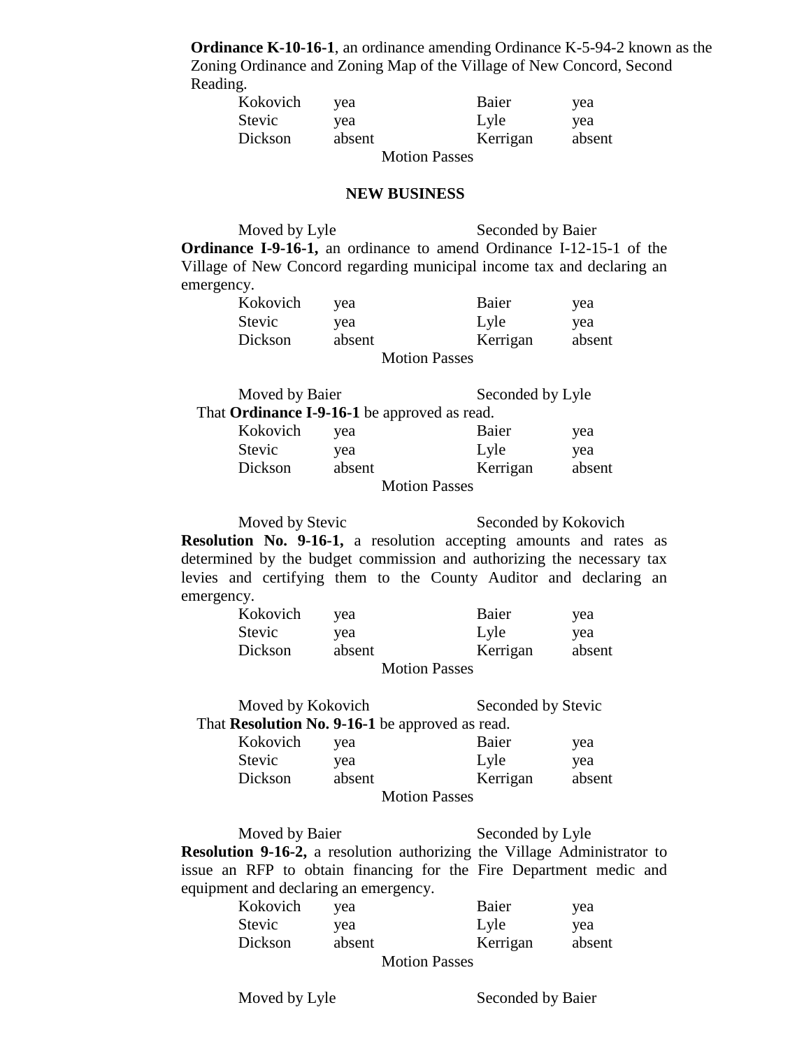**Ordinance K-10-16-1**, an ordinance amending Ordinance K-5-94-2 known as the Zoning Ordinance and Zoning Map of the Village of New Concord, Second Reading.

| | | | |
|---|---|---|---|
| Kokovich | yea | Baier | yea |
| Stevic | yea | Lyle | yea |
| Dickson | absent | Kerrigan | absent |

Motion Passes

**NEW BUSINESS**

Moved by Lyle Seconded by Baier

**Ordinance I-9-16-1,** an ordinance to amend Ordinance I-12-15-1 of the Village of New Concord regarding municipal income tax and declaring an emergency.

| | | | |
|---|---|---|---|
| Kokovich | yea | Baier | yea |
| Stevic | yea | Lyle | yea |
| Dickson | absent | Kerrigan | absent |

Motion Passes

Moved by Baier Seconded by Lyle

That **Ordinance I-9-16-1** be approved as read.

| | | | |
|---|---|---|---|
| Kokovich | yea | Baier | yea |
| Stevic | yea | Lyle | yea |
| Dickson | absent | Kerrigan | absent |

Motion Passes

Moved by Stevic Seconded by Kokovich

**Resolution No. 9-16-1,** a resolution accepting amounts and rates as determined by the budget commission and authorizing the necessary tax levies and certifying them to the County Auditor and declaring an emergency.

| | | | |
|---|---|---|---|
| Kokovich | yea | Baier | yea |
| Stevic | yea | Lyle | yea |
| Dickson | absent | Kerrigan | absent |

Motion Passes

Moved by Kokovich Seconded by Stevic

That **Resolution No. 9-16-1** be approved as read.

| | | | |
|---|---|---|---|
| Kokovich | yea | Baier | yea |
| Stevic | yea | Lyle | yea |
| Dickson | absent | Kerrigan | absent |

Motion Passes

Moved by Baier Seconded by Lyle

**Resolution 9-16-2,** a resolution authorizing the Village Administrator to issue an RFP to obtain financing for the Fire Department medic and equipment and declaring an emergency.

| | | | |
|---|---|---|---|
| Kokovich | yea | Baier | yea |
| Stevic | yea | Lyle | yea |
| Dickson | absent | Kerrigan | absent |

Motion Passes

Moved by Lyle Seconded by Baier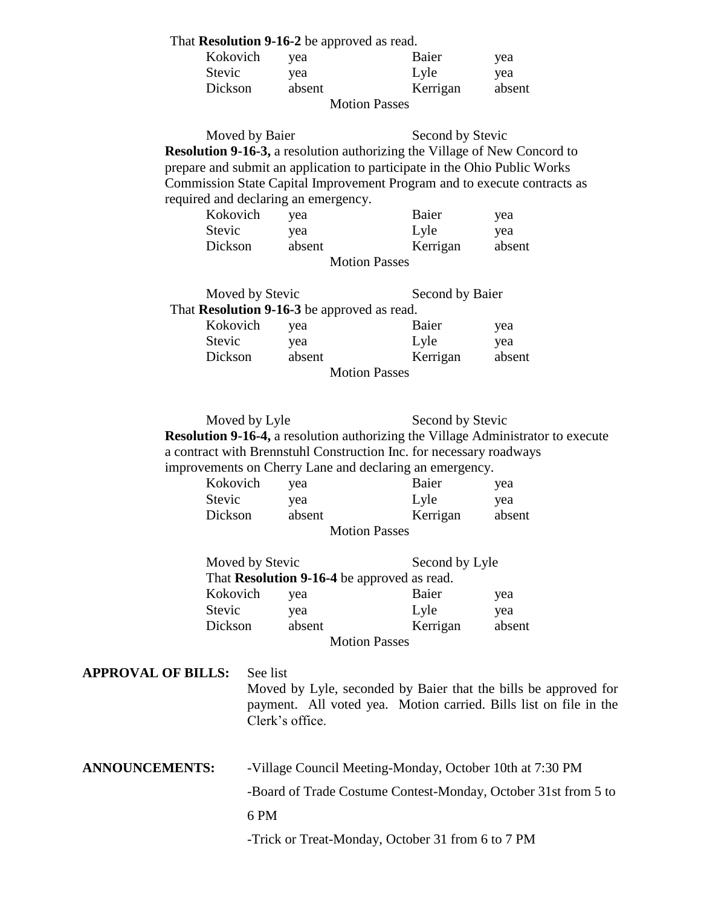That **Resolution 9-16-2** be approved as read.

| | | | |
|---|---|---|---|
| Kokovich | yea | Baier | yea |
| Stevic | yea | Lyle | yea |
| Dickson | absent | Kerrigan | absent |

Motion Passes

Moved by Baier Second by Stevic

**Resolution 9-16-3,** a resolution authorizing the Village of New Concord to prepare and submit an application to participate in the Ohio Public Works Commission State Capital Improvement Program and to execute contracts as required and declaring an emergency.

| | | | |
|---|---|---|---|
| Kokovich | yea | Baier | yea |
| Stevic | yea | Lyle | yea |
| Dickson | absent | Kerrigan | absent |

Motion Passes

Moved by Stevic Second by Baier

That **Resolution 9-16-3** be approved as read.

| | | | |
|---|---|---|---|
| Kokovich | yea | Baier | yea |
| Stevic | yea | Lyle | yea |
| Dickson | absent | Kerrigan | absent |

Motion Passes

Moved by Lyle Second by Stevic

**Resolution 9-16-4,** a resolution authorizing the Village Administrator to execute a contract with Brennstuhl Construction Inc. for necessary roadways improvements on Cherry Lane and declaring an emergency.

| | | | |
|---|---|---|---|
| Kokovich | yea | Baier | yea |
| Stevic | yea | Lyle | yea |
| Dickson | absent | Kerrigan | absent |

Motion Passes

Moved by Stevic Second by Lyle

That **Resolution 9-16-4** be approved as read.

| | | | |
|---|---|---|---|
| Kokovich | yea | Baier | yea |
| Stevic | yea | Lyle | yea |
| Dickson | absent | Kerrigan | absent |

Motion Passes

**APPROVAL OF BILLS:** See list

Moved by Lyle, seconded by Baier that the bills be approved for payment. All voted yea. Motion carried. Bills list on file in the Clerk's office.

**ANNOUNCEMENTS:**

-Village Council Meeting-Monday, October 10th at 7:30 PM

-Board of Trade Costume Contest-Monday, October 31st from 5 to 6 PM

-Trick or Treat-Monday, October 31 from 6 to 7 PM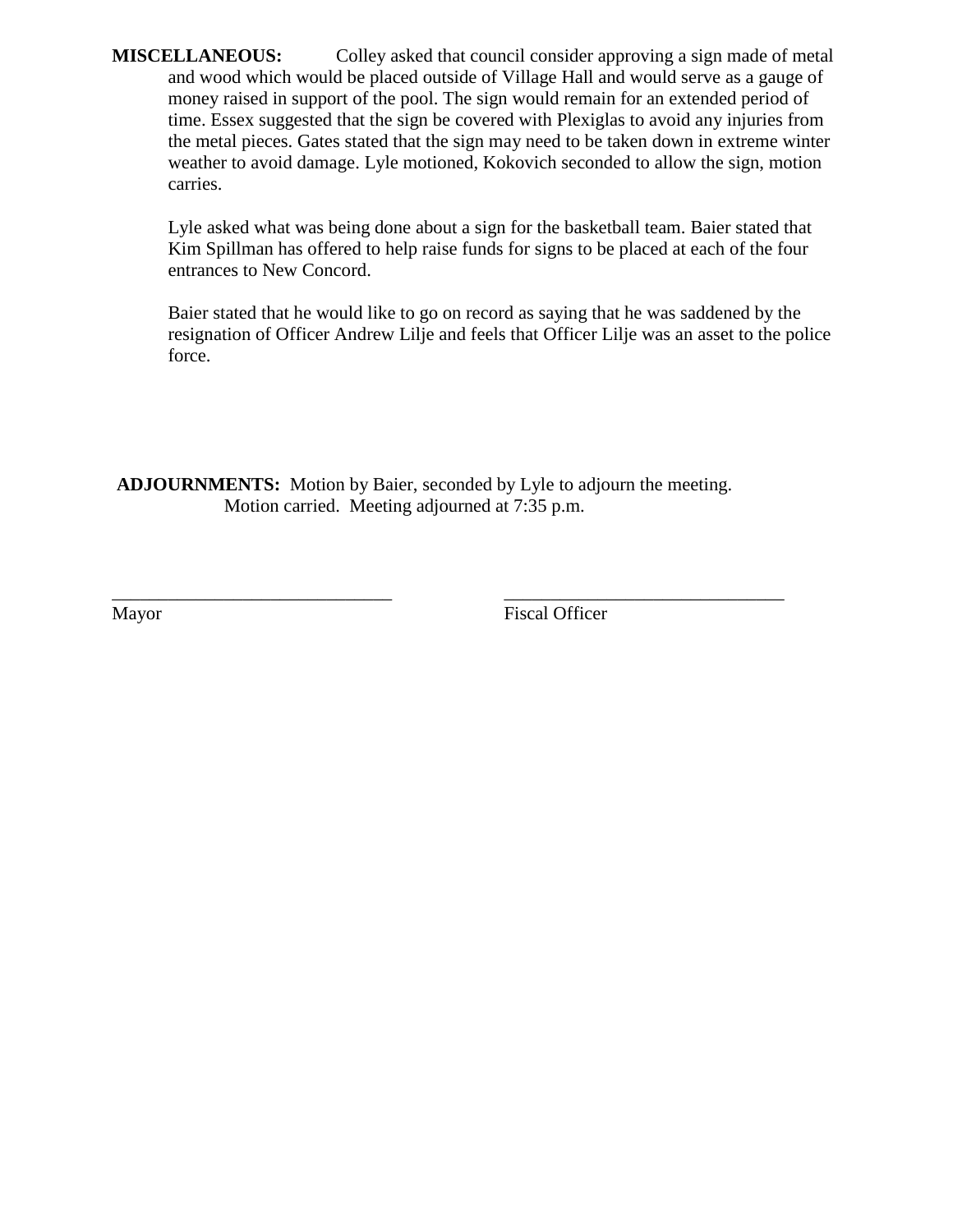**MISCELLANEOUS:** Colley asked that council consider approving a sign made of metal and wood which would be placed outside of Village Hall and would serve as a gauge of money raised in support of the pool. The sign would remain for an extended period of time. Essex suggested that the sign be covered with Plexiglas to avoid any injuries from the metal pieces. Gates stated that the sign may need to be taken down in extreme winter weather to avoid damage. Lyle motioned, Kokovich seconded to allow the sign, motion carries.

Lyle asked what was being done about a sign for the basketball team. Baier stated that Kim Spillman has offered to help raise funds for signs to be placed at each of the four entrances to New Concord.

Baier stated that he would like to go on record as saying that he was saddened by the resignation of Officer Andrew Lilje and feels that Officer Lilje was an asset to the police force.

**ADJOURNMENTS:** Motion by Baier, seconded by Lyle to adjourn the meeting. Motion carried. Meeting adjourned at 7:35 p.m.

______________________________ ______________________________

Mayor Fiscal Officer